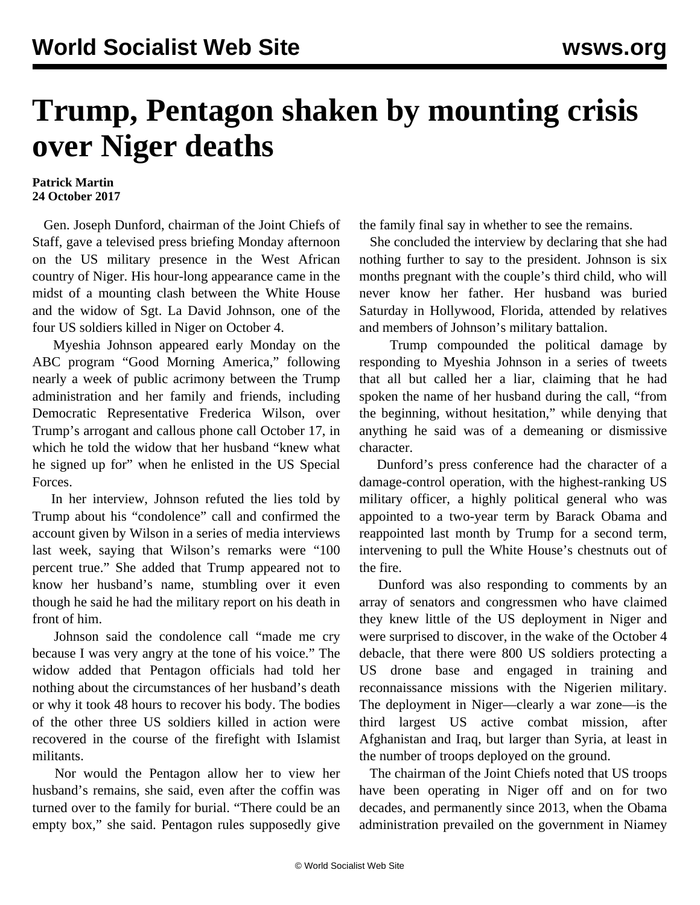# Trump, Pentagon shaken by mounting crisis over Niger deaths

**Patrick Martin**
**24 October 2017**

Gen. Joseph Dunford, chairman of the Joint Chiefs of Staff, gave a televised press briefing Monday afternoon on the US military presence in the West African country of Niger. His hour-long appearance came in the midst of a mounting clash between the White House and the widow of Sgt. La David Johnson, one of the four US soldiers killed in Niger on October 4.

Myeshia Johnson appeared early Monday on the ABC program "Good Morning America," following nearly a week of public acrimony between the Trump administration and her family and friends, including Democratic Representative Frederica Wilson, over Trump's arrogant and callous phone call October 17, in which he told the widow that her husband "knew what he signed up for" when he enlisted in the US Special Forces.

In her interview, Johnson refuted the lies told by Trump about his "condolence" call and confirmed the account given by Wilson in a series of media interviews last week, saying that Wilson's remarks were "100 percent true." She added that Trump appeared not to know her husband's name, stumbling over it even though he said he had the military report on his death in front of him.

Johnson said the condolence call "made me cry because I was very angry at the tone of his voice." The widow added that Pentagon officials had told her nothing about the circumstances of her husband's death or why it took 48 hours to recover his body. The bodies of the other three US soldiers killed in action were recovered in the course of the firefight with Islamist militants.

Nor would the Pentagon allow her to view her husband's remains, she said, even after the coffin was turned over to the family for burial. "There could be an empty box," she said. Pentagon rules supposedly give the family final say in whether to see the remains.

She concluded the interview by declaring that she had nothing further to say to the president. Johnson is six months pregnant with the couple's third child, who will never know her father. Her husband was buried Saturday in Hollywood, Florida, attended by relatives and members of Johnson's military battalion.

Trump compounded the political damage by responding to Myeshia Johnson in a series of tweets that all but called her a liar, claiming that he had spoken the name of her husband during the call, "from the beginning, without hesitation," while denying that anything he said was of a demeaning or dismissive character.

Dunford's press conference had the character of a damage-control operation, with the highest-ranking US military officer, a highly political general who was appointed to a two-year term by Barack Obama and reappointed last month by Trump for a second term, intervening to pull the White House's chestnuts out of the fire.

Dunford was also responding to comments by an array of senators and congressmen who have claimed they knew little of the US deployment in Niger and were surprised to discover, in the wake of the October 4 debacle, that there were 800 US soldiers protecting a US drone base and engaged in training and reconnaissance missions with the Nigerien military. The deployment in Niger—clearly a war zone—is the third largest US active combat mission, after Afghanistan and Iraq, but larger than Syria, at least in the number of troops deployed on the ground.

The chairman of the Joint Chiefs noted that US troops have been operating in Niger off and on for two decades, and permanently since 2013, when the Obama administration prevailed on the government in Niamey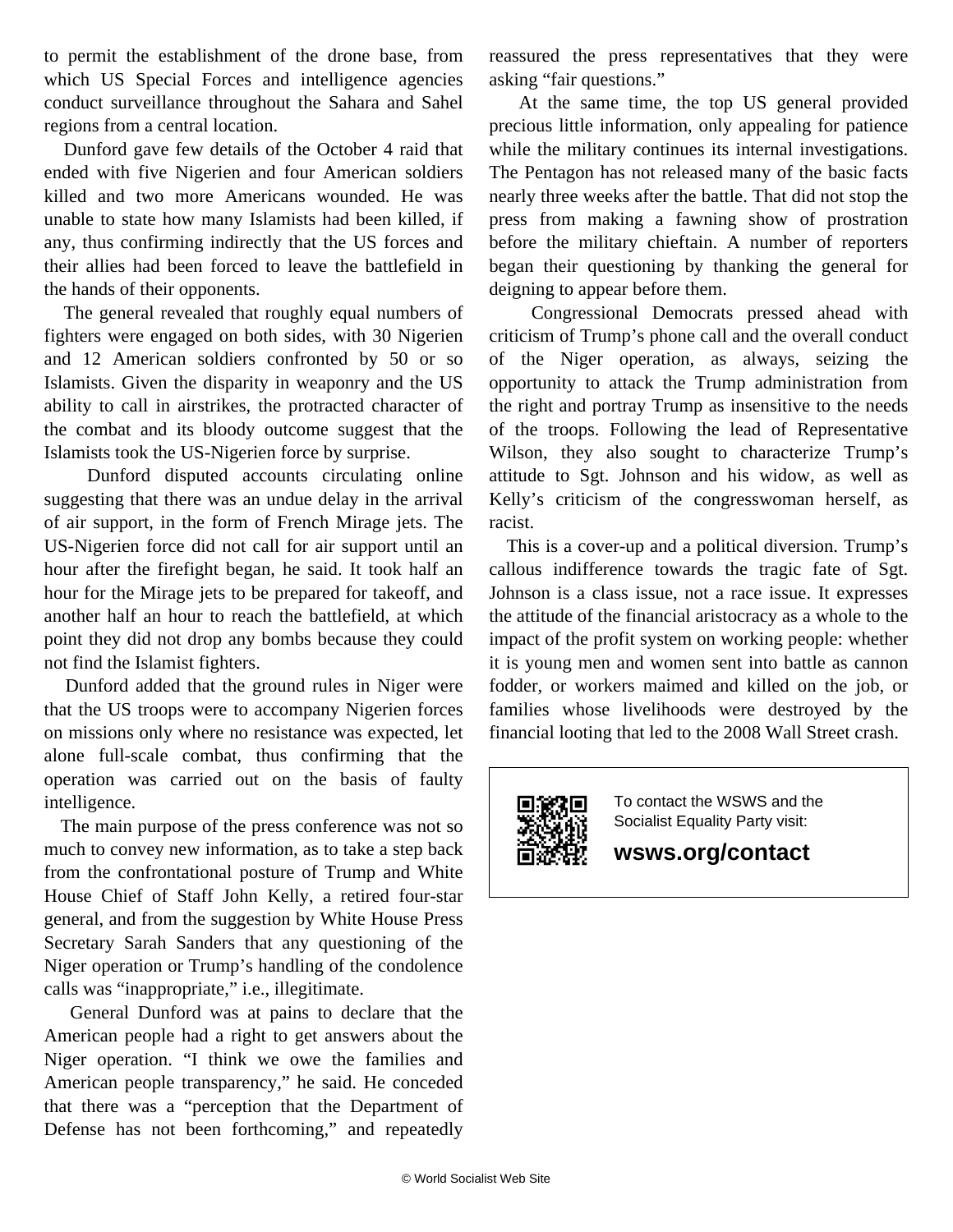to permit the establishment of the drone base, from which US Special Forces and intelligence agencies conduct surveillance throughout the Sahara and Sahel regions from a central location.

Dunford gave few details of the October 4 raid that ended with five Nigerien and four American soldiers killed and two more Americans wounded. He was unable to state how many Islamists had been killed, if any, thus confirming indirectly that the US forces and their allies had been forced to leave the battlefield in the hands of their opponents.

The general revealed that roughly equal numbers of fighters were engaged on both sides, with 30 Nigerien and 12 American soldiers confronted by 50 or so Islamists. Given the disparity in weaponry and the US ability to call in airstrikes, the protracted character of the combat and its bloody outcome suggest that the Islamists took the US-Nigerien force by surprise.

Dunford disputed accounts circulating online suggesting that there was an undue delay in the arrival of air support, in the form of French Mirage jets. The US-Nigerien force did not call for air support until an hour after the firefight began, he said. It took half an hour for the Mirage jets to be prepared for takeoff, and another half an hour to reach the battlefield, at which point they did not drop any bombs because they could not find the Islamist fighters.

Dunford added that the ground rules in Niger were that the US troops were to accompany Nigerien forces on missions only where no resistance was expected, let alone full-scale combat, thus confirming that the operation was carried out on the basis of faulty intelligence.

The main purpose of the press conference was not so much to convey new information, as to take a step back from the confrontational posture of Trump and White House Chief of Staff John Kelly, a retired four-star general, and from the suggestion by White House Press Secretary Sarah Sanders that any questioning of the Niger operation or Trump's handling of the condolence calls was "inappropriate," i.e., illegitimate.

General Dunford was at pains to declare that the American people had a right to get answers about the Niger operation. "I think we owe the families and American people transparency," he said. He conceded that there was a "perception that the Department of Defense has not been forthcoming," and repeatedly reassured the press representatives that they were asking "fair questions."

At the same time, the top US general provided precious little information, only appealing for patience while the military continues its internal investigations. The Pentagon has not released many of the basic facts nearly three weeks after the battle. That did not stop the press from making a fawning show of prostration before the military chieftain. A number of reporters began their questioning by thanking the general for deigning to appear before them.

Congressional Democrats pressed ahead with criticism of Trump's phone call and the overall conduct of the Niger operation, as always, seizing the opportunity to attack the Trump administration from the right and portray Trump as insensitive to the needs of the troops. Following the lead of Representative Wilson, they also sought to characterize Trump's attitude to Sgt. Johnson and his widow, as well as Kelly's criticism of the congresswoman herself, as racist.

This is a cover-up and a political diversion. Trump's callous indifference towards the tragic fate of Sgt. Johnson is a class issue, not a race issue. It expresses the attitude of the financial aristocracy as a whole to the impact of the profit system on working people: whether it is young men and women sent into battle as cannon fodder, or workers maimed and killed on the job, or families whose livelihoods were destroyed by the financial looting that led to the 2008 Wall Street crash.

To contact the WSWS and the Socialist Equality Party visit:

**wsws.org/contact**